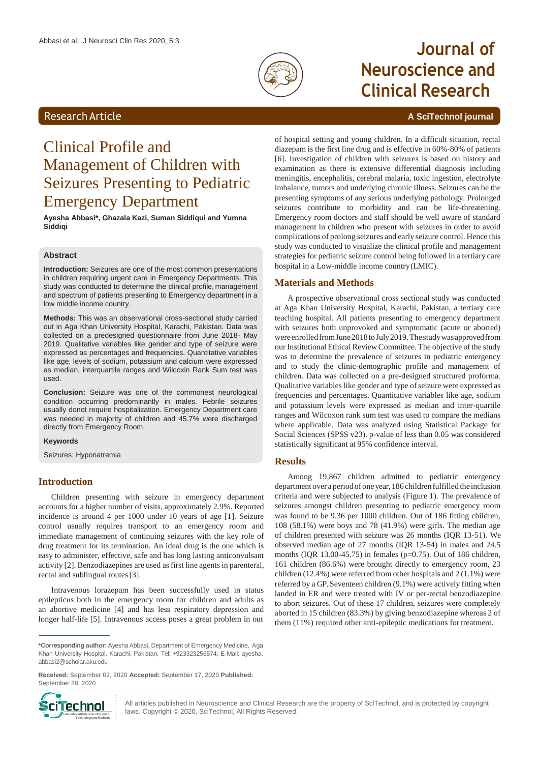Research Article

# Clinical Profile and Management of Children with Seizures Presenting to Pediatric Emergency Department

**Ayesha Abbasi*, Ghazala Kazi, Suman Siddiqui and Yumna Siddiqi**

## Abstract

**Introduction:** Seizures are one of the most common presentations in children requiring urgent care in Emergency Departments. This study was conducted to determine the clinical profile, management and spectrum of patients presenting to Emergency department in a low middle income country.

**Methods:** This was an observational cross-sectional study carried out in Aga Khan University Hospital, Karachi, Pakistan. Data was collected on a predesigned questionnaire from June 2018- May 2019. Qualitative variables like gender and type of seizure were expressed as percentages and frequencies. Quantitative variables like age, levels of sodium, potassium and calcium were expressed as median, interquartile ranges and Wilcoxin Rank Sum test was used.

**Conclusion:** Seizure was one of the commonest neurological condition occurring predominantly in males. Febrile seizures usually donot require hospitalization. Emergency Department care was needed in majority of children and 45.7% were discharged directly from Emergency Room.

**Keywords**

Seizures; Hyponatremia

## Introduction

Children presenting with seizure in emergency department accounts for a higher number of visits, approximately 2.9%. Reported incidence is around 4 per 1000 under 10 years of age [1]. Seizure control usually requires transport to an emergency room and immediate management of continuing seizures with the key role of drug treatment for its termination. An ideal drug is the one which is easy to administer, effective, safe and has long lasting anticonvulsant activity [2]. Benzodiazepines are used as first line agents in parenteral, rectal and sublingual routes [3].

Intravenous lorazepam has been successfully used in status epilepticus both in the emergency room for children and adults as an abortive medicine [4] and has less respiratory depression and longer half-life [5]. Intravenous access poses a great problem in out of hospital setting and young children. In a difficult situation, rectal diazepam is the first line drug and is effective in 60%-80% of patients [6]. Investigation of children with seizures is based on history and examination as there is extensive differential diagnosis including meningitis, encephalitis, cerebral malaria, toxic ingestion, electrolyte imbalance, tumors and underlying chronic illness. Seizures can be the presenting symptoms of any serious underlying pathology. Prolonged seizures contribute to morbidity and can be life-threatening. Emergency room doctors and staff should be well aware of standard management in children who present with seizures in order to avoid complications of prolong seizures and early seizure control. Hence this study was conducted to visualize the clinical profile and management strategies for pediatric seizure control being followed in a tertiary care hospital in a Low-middle income country (LMIC).

## Materials and Methods

A prospective observational cross sectional study was conducted at Aga Khan University Hospital, Karachi, Pakistan, a tertiary care teaching hospital. All patients presenting to emergency department with seizures both unprovoked and symptomatic (acute or aborted) were enrolled from June 2018 to July 2019. The study was approved from our Institutional Ethical Review Committee. The objective of the study was to determine the prevalence of seizures in pediatric emergency and to study the clinic-demographic profile and management of children. Data was collected on a pre-designed structured proforma. Qualitative variables like gender and type of seizure were expressed as frequencies and percentages. Quantitative variables age, sodium and potassium levels were expressed as median and inter-quartile ranges and Wilcoxon rank sum test was used to compare the medians where applicable. Data was analyzed using Statistical Package for Social Sciences (SPSS v23). p-value of less than 0.05 was considered statistically significant at 95% confidence interval.

## Results

Among 19,867 children admitted to pediatric emergency department over a period of one year, 186 children fulfilled the inclusion criteria and were subjected to analysis (Figure 1). The prevalence of seizures amongst children presenting to pediatric emergency room was found to be 9.36 per 1000 children. Out of 186 fitting children, 108 (58.1%) were boys and 78 (41.9%) were girls. The median age of children presented with seizure was 26 months (IQR 13-51). We observed median age of 27 months (IQR 13-54) in males and 24.5 months (IQR 13.00-45.75) in females (p=0.75). Out of 186 children, 161 children (86.6%) were brought directly to emergency room, 23 children (12.4%) were referred from other hospitals and 2 (1.1%) were referred by a GP. Seventeen children (9.1%) were actively fitting when landed in ER and were treated with IV or per-rectal benzodiazepine to abort seizures. Out of these 17 children, seizures were completely aborted in 15 children (83.3%) by giving benzodiazepine whereas 2 of them (11%) required other anti-epileptic medications for treatment.

**\*Corresponding author:** Ayesha Abbasi, Department of Emergency Medicine, Aga Khan University Hospital, Karachi, Pakistan, Tel: +923323256574; E-Mail: ayesha.abbasi2@scholar.aku.edu

**Received:** September 02, 2020 **Accepted:** September 17, 2020 **Published:** September 28, 2020

All articles published in Neuroscience and Clinical Research are the property of SciTechnol, and is protected by copyright laws. Copyright © 2020, SciTechnol, All Rights Reserved.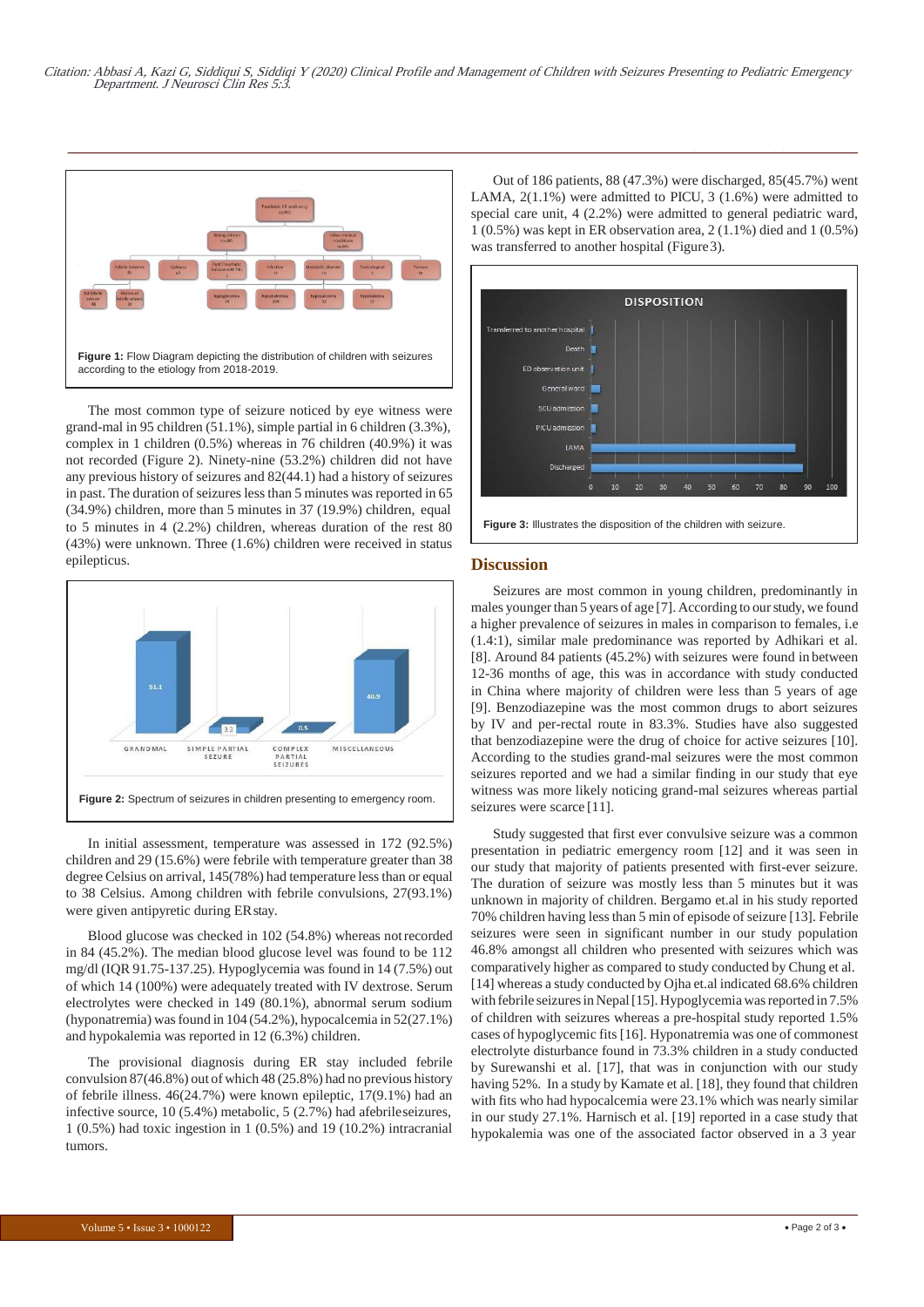Figure 1: Flow Diagram depicting the distribution of children with seizures according to the etiology from 2018-2019.

The most common type of seizure noticed by eye witness were grand-mal in 95 children (51.1%), simple partial in 6 children (3.3%), complex in 1 children (0.5%) whereas in 76 children (40.9%) it was not recorded (Figure 2). Ninety-nine (53.2%) children did not have any previous history of seizures and 82(44.1) had a history of seizures in past. The duration of seizures less than 5 minutes was reported in 65 (34.9%) children, more than 5 minutes in 37 (19.9%) children, equal to 5 minutes in 4 (2.2%) children, whereas duration of the rest 80 (43%) were unknown. Three (1.6%) children were received in status epilepticus.

Figure 2: Spectrum of seizures in children presenting to emergency room.

In initial assessment, temperature was assessed in 172 (92.5%) children and 29 (15.6%) were febrile with temperature greater than 38 degree Celsius on arrival, 145(78%) had temperature less than or equal to 38 Celsius. Among children with febrile convulsions, 27(93.1%) were given antipyretic during ER stay.

Blood glucose was checked in 102 (54.8%) whereas not recorded in 84 (45.2%). The median blood glucose level was found to be 112 mg/dl (IQR 91.75-137.25). Hypoglycemia was found in 14 (7.5%) out of which 14 (100%) were adequately treated with IV dextrose. Serum electrolytes were checked in 149 (80.1%), abnormal serum sodium (hyponatremia) was found in 104 (54.2%), hypocalcemia in 52(27.1%) and hypokalemia was reported in 12 (6.3%) children.

The provisional diagnosis during ER stay included febrile convulsion 87(46.8%) out of which 48 (25.8%) had no previous history of febrile illness. 46(24.7%) were known epileptic, 17(9.1%) had an infective source, 10 (5.4%) metabolic, 5 (2.7%) had afebrile seizures, 1 (0.5%) had toxic ingestion in 1 (0.5%) and 19 (10.2%) intracranial tumors.

Out of 186 patients, 88 (47.3%) were discharged, 85(45.7%) went LAMA, 2(1.1%) were admitted to PICU, 3 (1.6%) were admitted to special care unit, 4 (2.2%) were admitted to general pediatric ward, 1 (0.5%) was kept in ER observation area, 2 (1.1%) died and 1 (0.5%) was transferred to another hospital (Figure 3).

Figure 3: Illustrates the disposition of the children with seizure.

## Discussion

Seizures are most common in young children, predominantly in males younger than 5 years of age [7]. According to our study, we found a higher prevalence of seizures in males in comparison to females, i.e (1.4:1), similar male predominance was reported by Adhikari et al. [8]. Around 84 patients (45.2%) with seizures were found in between 12-36 months of age, this was in accordance with study conducted in China where majority of children were less than 5 years of age [9]. Benzodiazepine was the most common drugs to abort seizures by IV and per-rectal route in 83.3%. Studies have also suggested that benzodiazepine were the drug of choice for active seizures [10]. According to the studies grand-mal seizures were the most common seizures reported and we had a similar finding in our study that eye witness was more likely noticing grand-mal seizures whereas partial seizures were scarce [11].

Study suggested that first ever convulsive seizure was a common presentation in pediatric emergency room [12] and it was seen in our study that majority of patients presented with first-ever seizure. The duration of seizure was mostly less than 5 minutes but it was unknown in majority of children. Bergamo et.al in his study reported 70% children having less than 5 min of episode of seizure [13]. Febrile seizures were seen in significant number in our study population 46.8% amongst all children who presented with seizures which was comparatively higher as compared to study conducted by Chung et al. [14] whereas a study conducted by Ojha et.al indicated 68.6% children with febrile seizures in Nepal [15]. Hypoglycemia was reported in 7.5% of children with seizures whereas a pre-hospital study reported 1.5% cases of hypoglycemic fits [16]. Hyponatremia was one of commonest electrolyte disturbance found in 73.3% children in a study conducted by Surewanshi et al. [17], that was in conjunction with our study having 52%. In a study by Kamate et al. [18], they found that children with fits who had hypocalcemia were 23.1% which was nearly similar in our study 27.1%. Harnisch et al. [19] reported in a case study that hypokalemia was one of the associated factor observed in a 3 year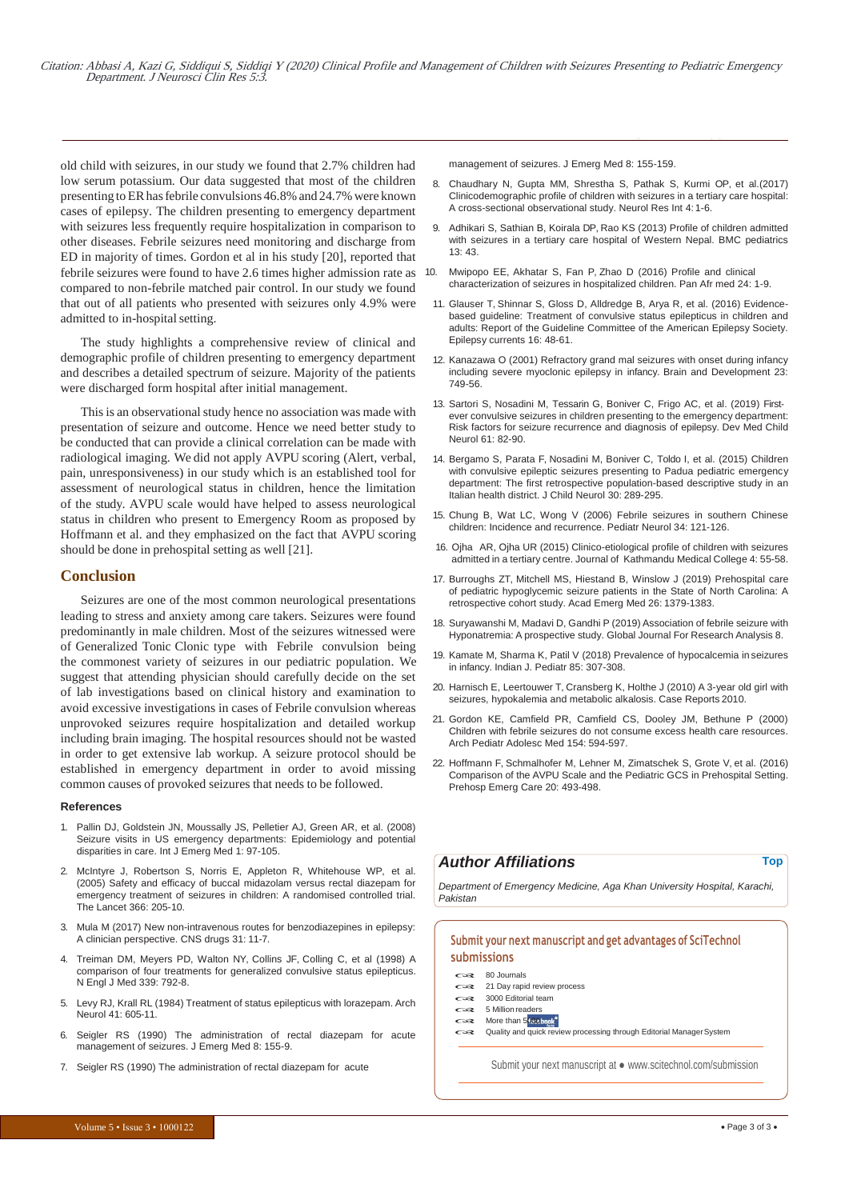old child with seizures, in our study we found that 2.7% children had low serum potassium. Our data suggested that most of the children presenting to ER has febrile convulsions 46.8% and 24.7% were known cases of epilepsy. The children presenting to emergency department with seizures less frequently require hospitalization in comparison to other diseases. Febrile seizures need monitoring and discharge from ED in majority of times. Gordon et al in his study [20], reported that febrile seizures were found to have 2.6 times higher admission rate as compared to non-febrile matched pair control. In our study we found that out of all patients who presented with seizures only 4.9% were admitted to in-hospital setting.

The study highlights a comprehensive review of clinical and demographic profile of children presenting to emergency department and describes a detailed spectrum of seizure. Majority of the patients were discharged form hospital after initial management.

This is an observational study hence no association was made with presentation of seizure and outcome. Hence we need better study to be conducted that can provide a clinical correlation can be made with radiological imaging. We did not apply AVPU scoring (Alert, verbal, pain, unresponsiveness) in our study which is an established tool for assessment of neurological status in children, hence the limitation of the study. AVPU scale would have helped to assess neurological status in children who present to Emergency Room as proposed by Hoffmann et al. and they emphasized on the fact that AVPU scoring should be done in prehospital setting as well [21].

## Conclusion

Seizures are one of the most common neurological presentations leading to stress and anxiety among care takers. Seizures were found predominantly in male children. Most of the seizures witnessed were of Generalized Tonic Clonic type with Febrile convulsion being the commonest variety of seizures in our pediatric population. We suggest that attending physician should carefully decide on the set of lab investigations based on clinical history and examination to avoid excessive investigations in cases of Febrile convulsion whereas unprovoked seizures require hospitalization and detailed workup including brain imaging. The hospital resources should not be wasted in order to get extensive lab workup. A seizure protocol should be established in emergency department in order to avoid missing common causes of provoked seizures that needs to be followed.

### References

1. Pallin DJ, Goldstein JN, Moussally JS, Pelletier AJ, Green AR, et al. (2008) Seizure visits in US emergency departments: Epidemiology and potential disparities in care. Int J Emerg Med 1: 97-105.
2. McIntyre J, Robertson S, Norris E, Appleton R, Whitehouse WP, et al. (2005) Safety and efficacy of buccal midazolam versus rectal diazepam for emergency treatment of seizures in children: A randomised controlled trial. The Lancet 366: 205-10.
3. Mula M (2017) New non-intravenous routes for benzodiazepines in epilepsy: A clinician perspective. CNS drugs 31: 11-7.
4. Treiman DM, Meyers PD, Walton NY, Collins JF, Colling C, et al (1998) A comparison of four treatments for generalized convulsive status epilepticus. N Engl J Med 339: 792-8.
5. Levy RJ, Krall RL (1984) Treatment of status epilepticus with lorazepam. Arch Neurol 41: 605-11.
6. Seigler RS (1990) The administration of rectal diazepam for acute management of seizures. J Emerg Med 8: 155-9.
7. Seigler RS (1990) The administration of rectal diazepam for acute management of seizures. J Emerg Med 8: 155-159.
8. Chaudhary N, Gupta MM, Shrestha S, Pathak S, Kurmi OP, et al.(2017) Clinicodemographic profile of children with seizures in a tertiary care hospital: A cross-sectional observational study. Neurol Res Int 4:1-6.
9. Adhikari S, Sathian B, Koirala DP, Rao KS (2013) Profile of children admitted with seizures in a tertiary care hospital of Western Nepal. BMC pediatrics 13: 43.
10. Mwipopo EE, Akhatar S, Fan P, Zhao D (2016) Profile and clinical characterization of seizures in hospitalized children. Pan Afr med 24: 1-9.
11. Glauser T, Shinnar S, Gloss D, Alldredge B, Arya R, et al. (2016) Evidence-based guideline: Treatment of convulsive status epilepticus in children and adults: Report of the Guideline Committee of the American Epilepsy Society. Epilepsy currents 16: 48-61.
12. Kanazawa O (2001) Refractory grand mal seizures with onset during infancy including severe myoclonic epilepsy in infancy. Brain and Development 23: 749-56.
13. Sartori S, Nosadini M, Tessarin G, Boniver C, Frigo AC, et al. (2019) First-ever convulsive seizures in children presenting to the emergency department: Risk factors for seizure recurrence and diagnosis of epilepsy. Dev Med Child Neurol 61: 82-90.
14. Bergamo S, Parata F, Nosadini M, Boniver C, Toldo I, et al. (2015) Children with convulsive epileptic seizures presenting to Padua pediatric emergency department: The first retrospective population-based descriptive study in an Italian health district. J Child Neurol 30: 289-295.
15. Chung B, Wat LC, Wong V (2006) Febrile seizures in southern Chinese children: Incidence and recurrence. Pediatr Neurol 34: 121-126.
16. Ojha AR, Ojha UR (2015) Clinico-etiological profile of children with seizures admitted in a tertiary centre. Journal of Kathmandu Medical College 4: 55-58.
17. Burroughs ZT, Mitchell MS, Hiestand B, Winslow J (2019) Prehospital care of pediatric hypoglycemic seizure patients in the State of North Carolina: A retrospective cohort study. Acad Emerg Med 26: 1379-1383.
18. Suryawanshi M, Madavi D, Gandhi P (2019) Association of febrile seizure with Hyponatremia: A prospective study. Global Journal For Research Analysis 8.
19. Kamate M, Sharma K, Patil V (2018) Prevalence of hypocalcemia in seizures in infancy. Indian J. Pediatr 85: 307-308.
20. Harnisch E, Leertouwer T, Cransberg K, Holthe J (2010) A 3-year old girl with seizures, hypokalemia and metabolic alkalosis. Case Reports 2010.
21. Gordon KE, Camfield PR, Camfield CS, Dooley JM, Bethune P (2000) Children with febrile seizures do not consume excess health care resources. Arch Pediatr Adolesc Med 154: 594-597.
22. Hoffmann F, Schmalhofer M, Lehner M, Zimatschek S, Grote V, et al. (2016) Comparison of the AVPU Scale and the Pediatric GCS in Prehospital Setting. Prehosp Emerg Care 20: 493-498.

## Author Affiliations

*Department of Emergency Medicine, Aga Khan University Hospital, Karachi, Pakistan*